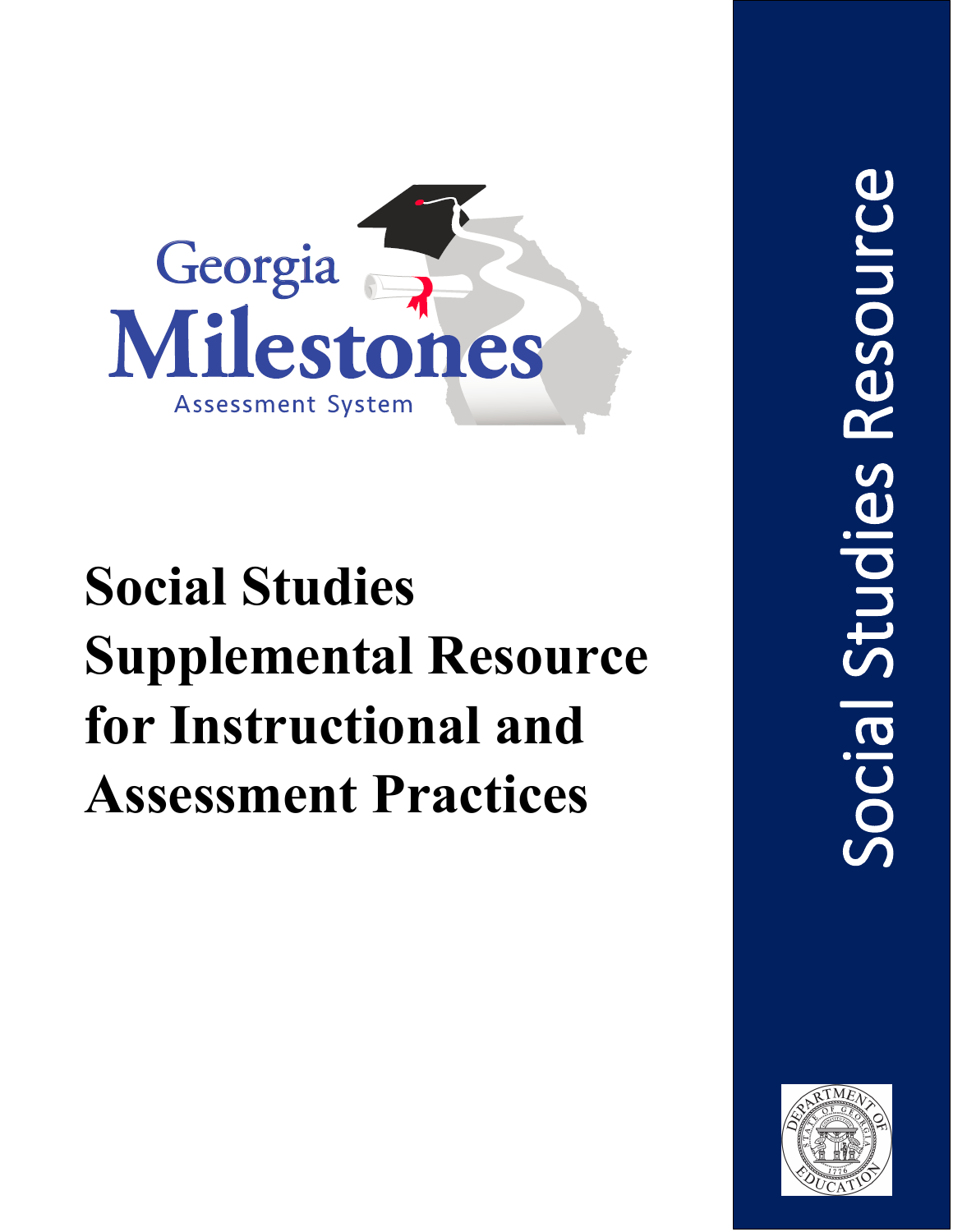Georgia Milestones

Assessment System

# Social Studies Supplemental Resource for Instructional and Assessment Practices

Social Studies Resource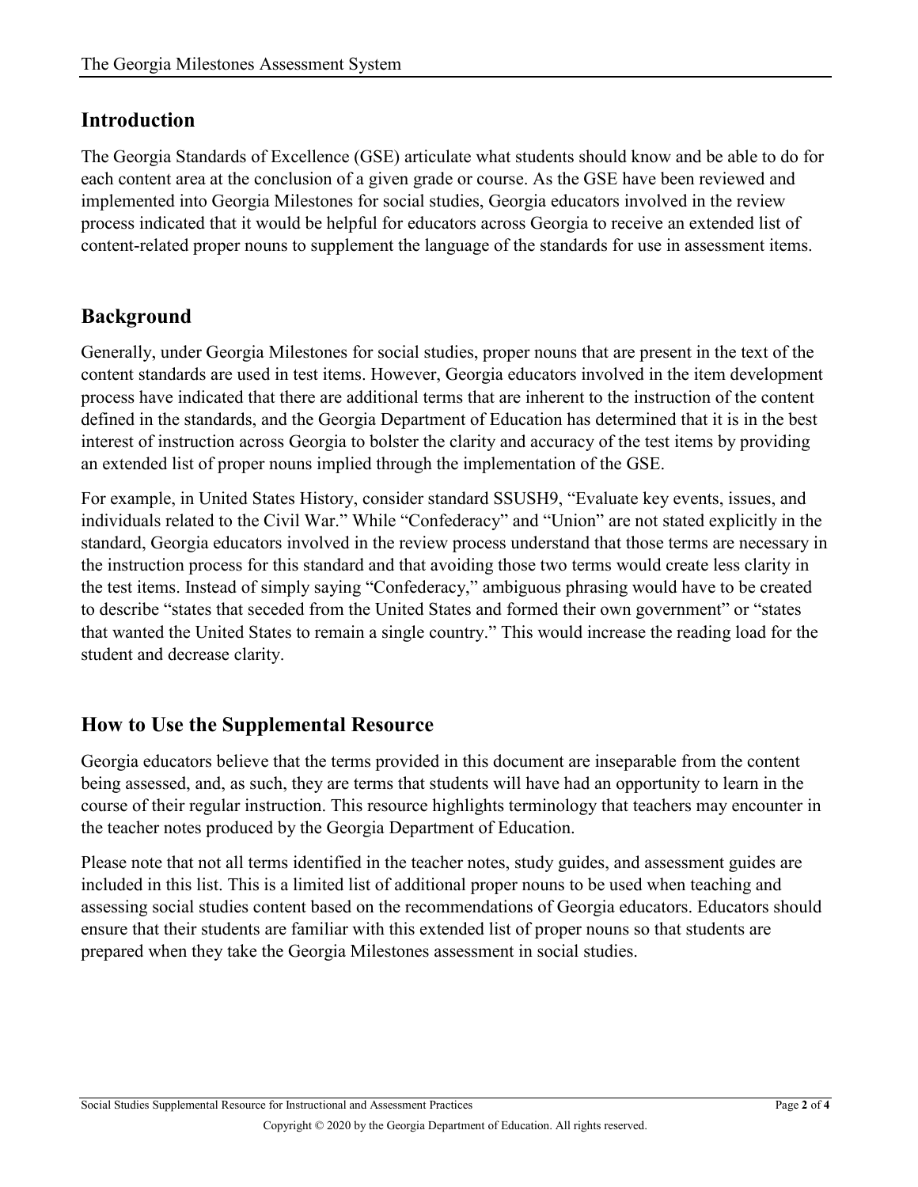## Introduction

The Georgia Standards of Excellence (GSE) articulate what students should know and be able to do for each content area at the conclusion of a given grade or course. As the GSE have been reviewed and implemented into Georgia Milestones for social studies, Georgia educators involved in the review process indicated that it would be helpful for educators across Georgia to receive an extended list of content-related proper nouns to supplement the language of the standards for use in assessment items.

## Background

Generally, under Georgia Milestones for social studies, proper nouns that are present in the text of the content standards are used in test items. However, Georgia educators involved in the item development process have indicated that there are additional terms that are inherent to the instruction of the content defined in the standards, and the Georgia Department of Education has determined that it is in the best interest of instruction across Georgia to bolster the clarity and accuracy of the test items by providing an extended list of proper nouns implied through the implementation of the GSE.

For example, in United States History, consider standard SSUSH9, "Evaluate key events, issues, and individuals related to the Civil War." While "Confederacy" and "Union" are not stated explicitly in the standard, Georgia educators involved in the review process understand that those terms are necessary in the instruction process for this standard and that avoiding those two terms would create less clarity in the test items. Instead of simply saying "Confederacy," ambiguous phrasing would have to be created to describe "states that seceded from the United States and formed their own government" or "states that wanted the United States to remain a single country." This would increase the reading load for the student and decrease clarity.

## How to Use the Supplemental Resource

Georgia educators believe that the terms provided in this document are inseparable from the content being assessed, and, as such, they are terms that students will have had an opportunity to learn in the course of their regular instruction. This resource highlights terminology that teachers may encounter in the teacher notes produced by the Georgia Department of Education.

Please note that not all terms identified in the teacher notes, study guides, and assessment guides are included in this list. This is a limited list of additional proper nouns to be used when teaching and assessing social studies content based on the recommendations of Georgia educators. Educators should ensure that their students are familiar with this extended list of proper nouns so that students are prepared when they take the Georgia Milestones assessment in social studies.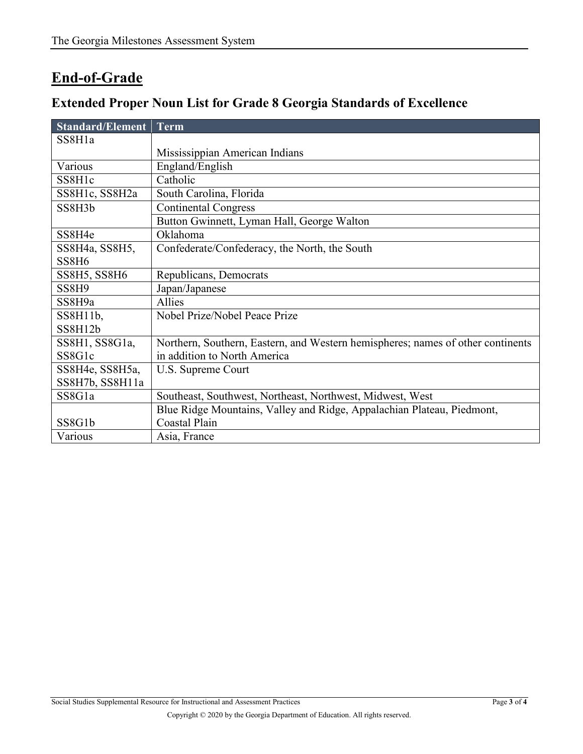# End-of-Grade

## Extended Proper Noun List for Grade 8 Georgia Standards of Excellence

| Standard/Element | Term |
|---|---|
| SS8H1a | Mississippian American Indians |
| Various | England/English |
| SS8H1c | Catholic |
| SS8H1c, SS8H2a | South Carolina, Florida |
| SS8H3b | Continental Congress |
| | Button Gwinnett, Lyman Hall, George Walton |
| SS8H4e | Oklahoma |
| SS8H4a, SS8H5, SS8H6 | Confederate/Confederacy, the North, the South |
| SS8H5, SS8H6 | Republicans, Democrats |
| SS8H9 | Japan/Japanese |
| SS8H9a | Allies |
| SS8H11b, SS8H12b | Nobel Prize/Nobel Peace Prize |
| SS8H1, SS8G1a, SS8G1c | Northern, Southern, Eastern, and Western hemispheres; names of other continents in addition to North America |
| SS8H4e, SS8H5a, SS8H7b, SS8H11a | U.S. Supreme Court |
| SS8G1a | Southeast, Southwest, Northeast, Northwest, Midwest, West |
| SS8G1b | Blue Ridge Mountains, Valley and Ridge, Appalachian Plateau, Piedmont, Coastal Plain |
| Various | Asia, France |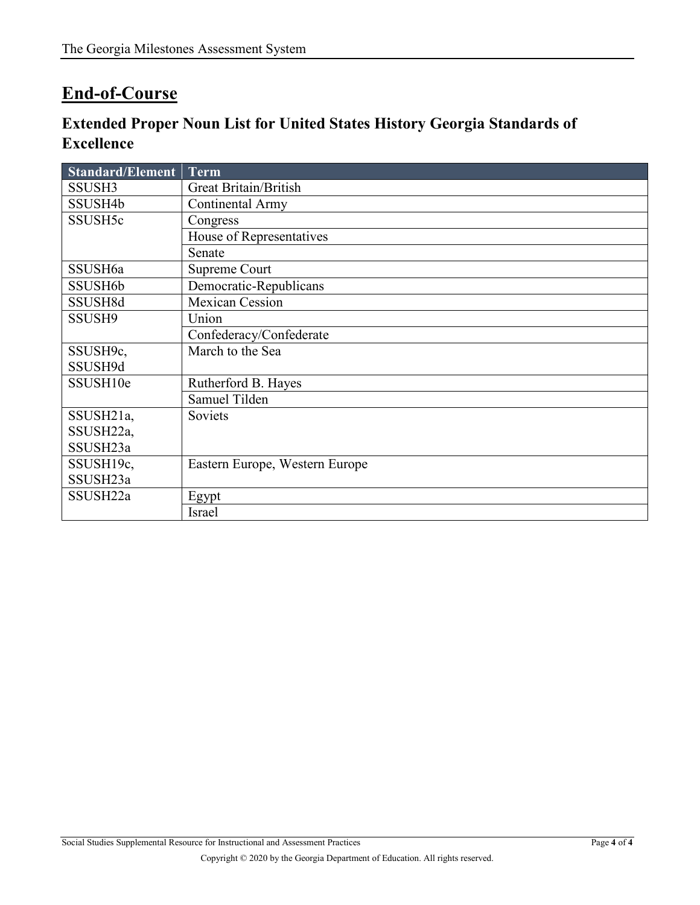## End-of-Course

### Extended Proper Noun List for United States History Georgia Standards of Excellence

| Standard/Element | Term |
| --- | --- |
| SSUSH3 | Great Britain/British |
| SSUSH4b | Continental Army |
| SSUSH5c | Congress |
| | House of Representatives |
| | Senate |
| SSUSH6a | Supreme Court |
| SSUSH6b | Democratic-Republicans |
| SSUSH8d | Mexican Cession |
| SSUSH9 | Union |
| | Confederacy/Confederate |
| SSUSH9c, SSUSH9d | March to the Sea |
| SSUSH10e | Rutherford B. Hayes |
| | Samuel Tilden |
| SSUSH21a, SSUSH22a, SSUSH23a | Soviets |
| SSUSH19c, SSUSH23a | Eastern Europe, Western Europe |
| SSUSH22a | Egypt |
| | Israel |